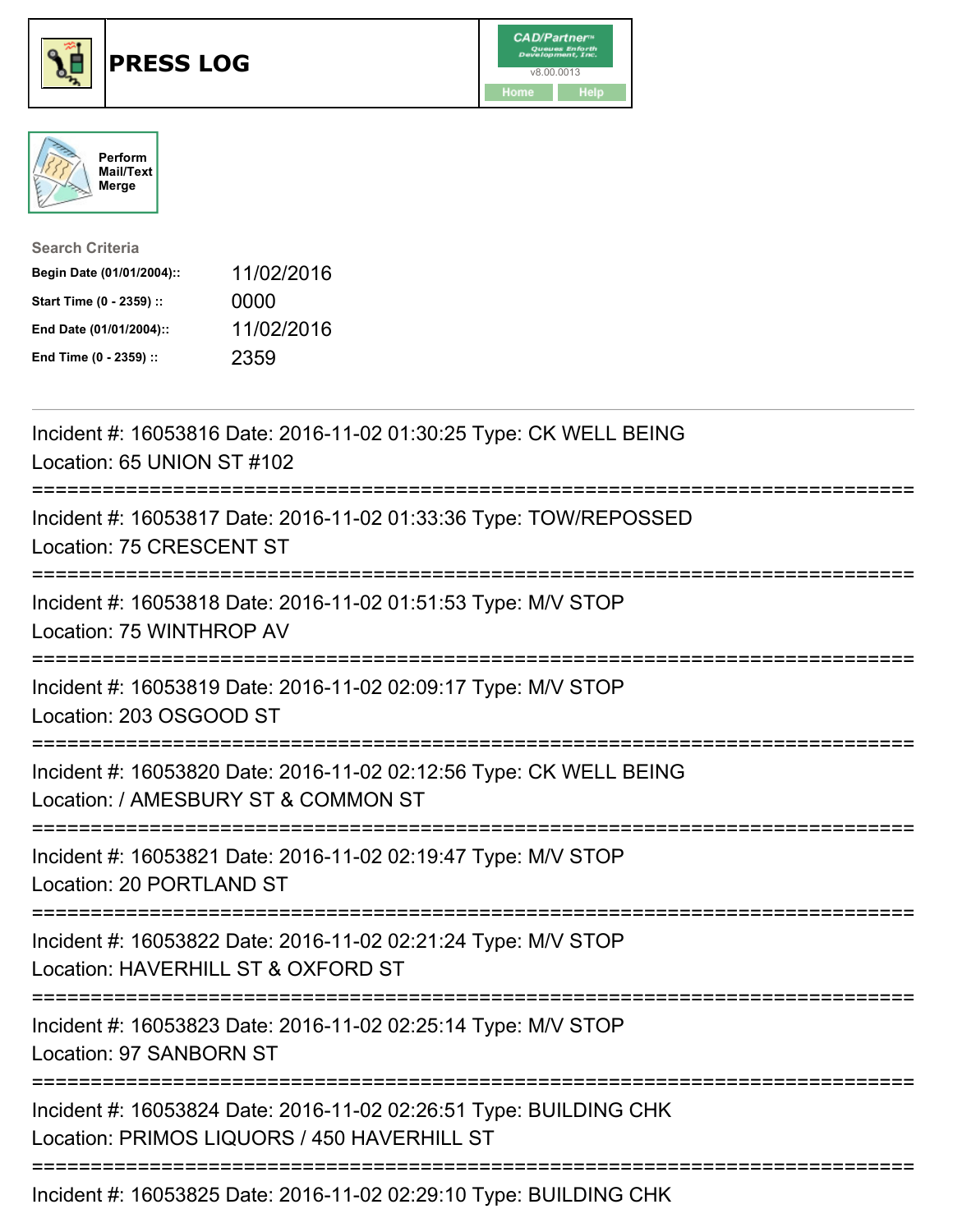# PRESS LOG

CAD/Partner™ v8.00.0013

Home Help

Perform Mail/Text Merge

**Search Criteria**

| | |
|---|---|
| **Begin Date (01/01/2004)::** | 11/02/2016 |
| **Start Time (0 - 2359) ::** | 0000 |
| **End Date (01/01/2004)::** | 11/02/2016 |
| **End Time (0 - 2359) ::** | 2359 |

---

Incident #: 16053816 Date: 2016-11-02 01:30:25 Type: CK WELL BEING
Location: 65 UNION ST #102

===========================================================================

Incident #: 16053817 Date: 2016-11-02 01:33:36 Type: TOW/REPOSSED
Location: 75 CRESCENT ST

===========================================================================

Incident #: 16053818 Date: 2016-11-02 01:51:53 Type: M/V STOP
Location: 75 WINTHROP AV

===========================================================================

Incident #: 16053819 Date: 2016-11-02 02:09:17 Type: M/V STOP
Location: 203 OSGOOD ST

===========================================================================

Incident #: 16053820 Date: 2016-11-02 02:12:56 Type: CK WELL BEING
Location: / AMESBURY ST & COMMON ST

===========================================================================

Incident #: 16053821 Date: 2016-11-02 02:19:47 Type: M/V STOP
Location: 20 PORTLAND ST

===========================================================================

Incident #: 16053822 Date: 2016-11-02 02:21:24 Type: M/V STOP
Location: HAVERHILL ST & OXFORD ST

===========================================================================

Incident #: 16053823 Date: 2016-11-02 02:25:14 Type: M/V STOP
Location: 97 SANBORN ST

===========================================================================

Incident #: 16053824 Date: 2016-11-02 02:26:51 Type: BUILDING CHK
Location: PRIMOS LIQUORS / 450 HAVERHILL ST

===========================================================================

Incident #: 16053825 Date: 2016-11-02 02:29:10 Type: BUILDING CHK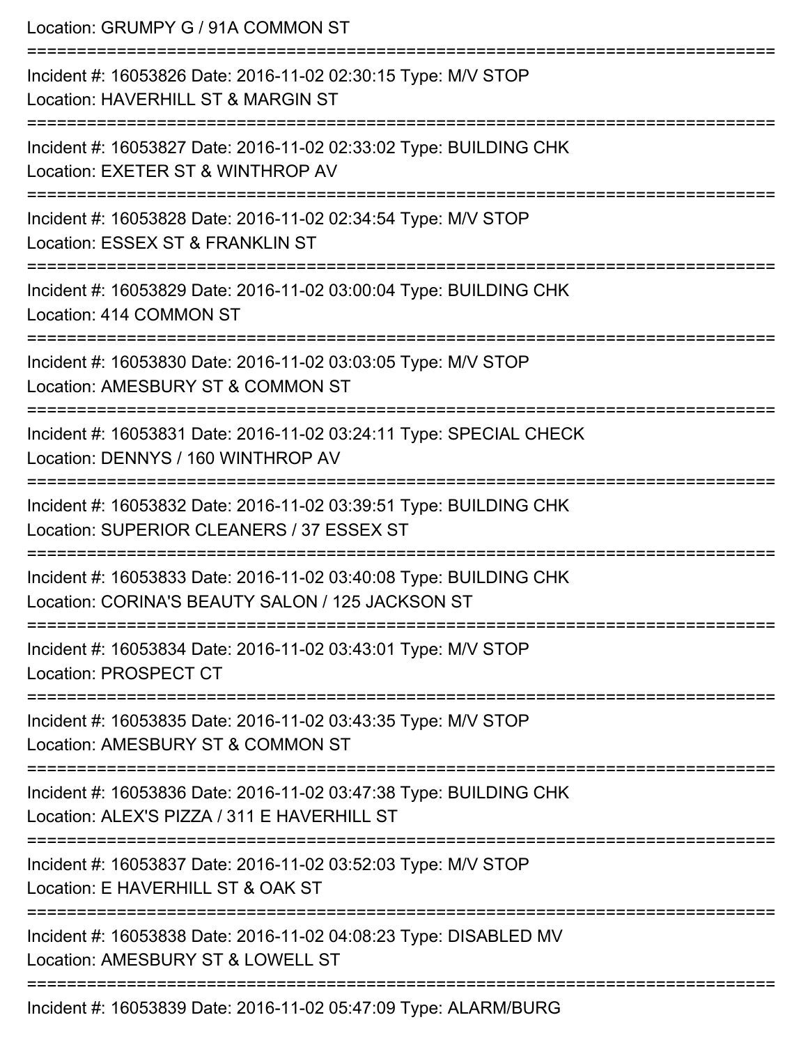Location: GRUMPY G / 91A COMMON ST

===========================================================================

Incident #: 16053826 Date: 2016-11-02 02:30:15 Type: M/V STOP
Location: HAVERHILL ST & MARGIN ST

===========================================================================

Incident #: 16053827 Date: 2016-11-02 02:33:02 Type: BUILDING CHK
Location: EXETER ST & WINTHROP AV

===========================================================================

Incident #: 16053828 Date: 2016-11-02 02:34:54 Type: M/V STOP
Location: ESSEX ST & FRANKLIN ST

===========================================================================

Incident #: 16053829 Date: 2016-11-02 03:00:04 Type: BUILDING CHK
Location: 414 COMMON ST

===========================================================================

Incident #: 16053830 Date: 2016-11-02 03:03:05 Type: M/V STOP
Location: AMESBURY ST & COMMON ST

===========================================================================

Incident #: 16053831 Date: 2016-11-02 03:24:11 Type: SPECIAL CHECK
Location: DENNYS / 160 WINTHROP AV

===========================================================================

Incident #: 16053832 Date: 2016-11-02 03:39:51 Type: BUILDING CHK
Location: SUPERIOR CLEANERS / 37 ESSEX ST

===========================================================================

Incident #: 16053833 Date: 2016-11-02 03:40:08 Type: BUILDING CHK
Location: CORINA'S BEAUTY SALON / 125 JACKSON ST

===========================================================================

Incident #: 16053834 Date: 2016-11-02 03:43:01 Type: M/V STOP
Location: PROSPECT CT

===========================================================================

Incident #: 16053835 Date: 2016-11-02 03:43:35 Type: M/V STOP
Location: AMESBURY ST & COMMON ST

===========================================================================

Incident #: 16053836 Date: 2016-11-02 03:47:38 Type: BUILDING CHK
Location: ALEX'S PIZZA / 311 E HAVERHILL ST

===========================================================================

Incident #: 16053837 Date: 2016-11-02 03:52:03 Type: M/V STOP
Location: E HAVERHILL ST & OAK ST

===========================================================================

Incident #: 16053838 Date: 2016-11-02 04:08:23 Type: DISABLED MV
Location: AMESBURY ST & LOWELL ST

===========================================================================

Incident #: 16053839 Date: 2016-11-02 05:47:09 Type: ALARM/BURG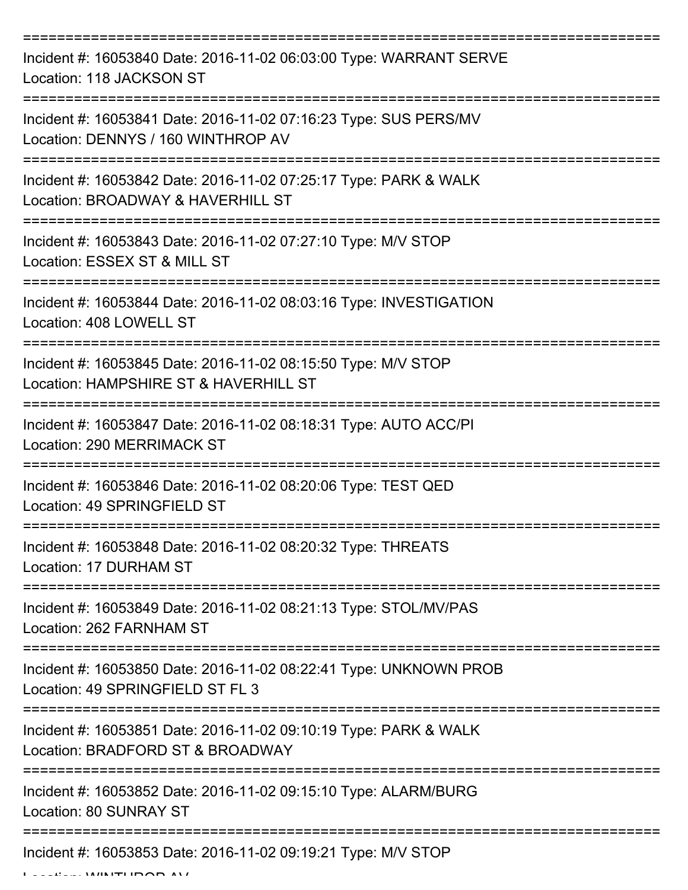===========================================================================

Incident #: 16053840 Date: 2016-11-02 06:03:00 Type: WARRANT SERVE
Location: 118 JACKSON ST

===========================================================================

Incident #: 16053841 Date: 2016-11-02 07:16:23 Type: SUS PERS/MV
Location: DENNYS / 160 WINTHROP AV

===========================================================================

Incident #: 16053842 Date: 2016-11-02 07:25:17 Type: PARK & WALK
Location: BROADWAY & HAVERHILL ST

===========================================================================

Incident #: 16053843 Date: 2016-11-02 07:27:10 Type: M/V STOP
Location: ESSEX ST & MILL ST

===========================================================================

Incident #: 16053844 Date: 2016-11-02 08:03:16 Type: INVESTIGATION
Location: 408 LOWELL ST

===========================================================================

Incident #: 16053845 Date: 2016-11-02 08:15:50 Type: M/V STOP
Location: HAMPSHIRE ST & HAVERHILL ST

===========================================================================

Incident #: 16053847 Date: 2016-11-02 08:18:31 Type: AUTO ACC/PI
Location: 290 MERRIMACK ST

===========================================================================

Incident #: 16053846 Date: 2016-11-02 08:20:06 Type: TEST QED
Location: 49 SPRINGFIELD ST

===========================================================================

Incident #: 16053848 Date: 2016-11-02 08:20:32 Type: THREATS
Location: 17 DURHAM ST

===========================================================================

Incident #: 16053849 Date: 2016-11-02 08:21:13 Type: STOL/MV/PAS
Location: 262 FARNHAM ST

===========================================================================

Incident #: 16053850 Date: 2016-11-02 08:22:41 Type: UNKNOWN PROB
Location: 49 SPRINGFIELD ST FL 3

===========================================================================

Incident #: 16053851 Date: 2016-11-02 09:10:19 Type: PARK & WALK
Location: BRADFORD ST & BROADWAY

===========================================================================

Incident #: 16053852 Date: 2016-11-02 09:15:10 Type: ALARM/BURG
Location: 80 SUNRAY ST

===========================================================================

Incident #: 16053853 Date: 2016-11-02 09:19:21 Type: M/V STOP
Location: WINTHROP AV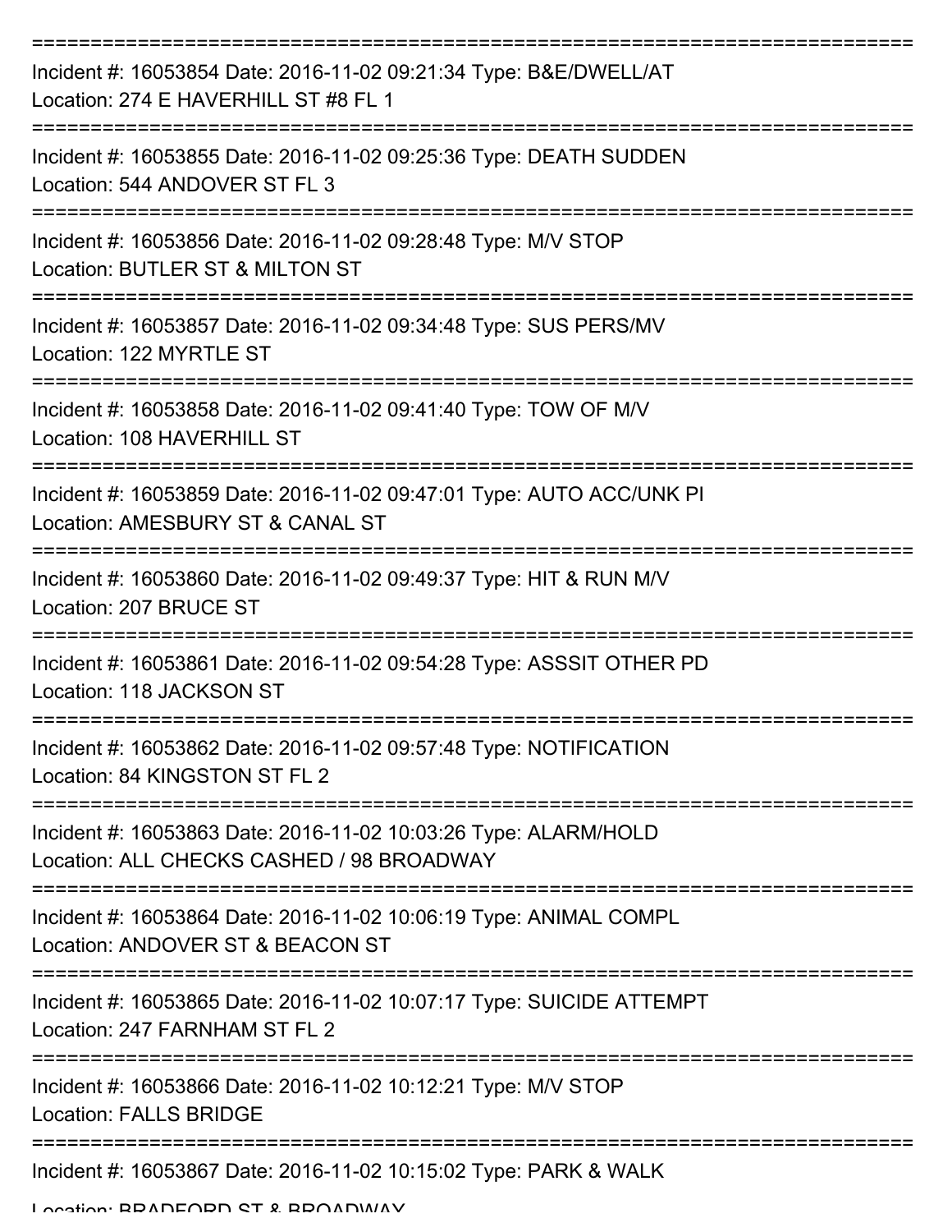Incident #: 16053854 Date: 2016-11-02 09:21:34 Type: B&E/DWELL/AT
Location: 274 E HAVERHILL ST #8 FL 1

Incident #: 16053855 Date: 2016-11-02 09:25:36 Type: DEATH SUDDEN
Location: 544 ANDOVER ST FL 3

Incident #: 16053856 Date: 2016-11-02 09:28:48 Type: M/V STOP
Location: BUTLER ST & MILTON ST

Incident #: 16053857 Date: 2016-11-02 09:34:48 Type: SUS PERS/MV
Location: 122 MYRTLE ST

Incident #: 16053858 Date: 2016-11-02 09:41:40 Type: TOW OF M/V
Location: 108 HAVERHILL ST

Incident #: 16053859 Date: 2016-11-02 09:47:01 Type: AUTO ACC/UNK PI
Location: AMESBURY ST & CANAL ST

Incident #: 16053860 Date: 2016-11-02 09:49:37 Type: HIT & RUN M/V
Location: 207 BRUCE ST

Incident #: 16053861 Date: 2016-11-02 09:54:28 Type: ASSSIT OTHER PD
Location: 118 JACKSON ST

Incident #: 16053862 Date: 2016-11-02 09:57:48 Type: NOTIFICATION
Location: 84 KINGSTON ST FL 2

Incident #: 16053863 Date: 2016-11-02 10:03:26 Type: ALARM/HOLD
Location: ALL CHECKS CASHED / 98 BROADWAY

Incident #: 16053864 Date: 2016-11-02 10:06:19 Type: ANIMAL COMPL
Location: ANDOVER ST & BEACON ST

Incident #: 16053865 Date: 2016-11-02 10:07:17 Type: SUICIDE ATTEMPT
Location: 247 FARNHAM ST FL 2

Incident #: 16053866 Date: 2016-11-02 10:12:21 Type: M/V STOP
Location: FALLS BRIDGE

Incident #: 16053867 Date: 2016-11-02 10:15:02 Type: PARK & WALK
Location: BRADFORD ST & BROADWAY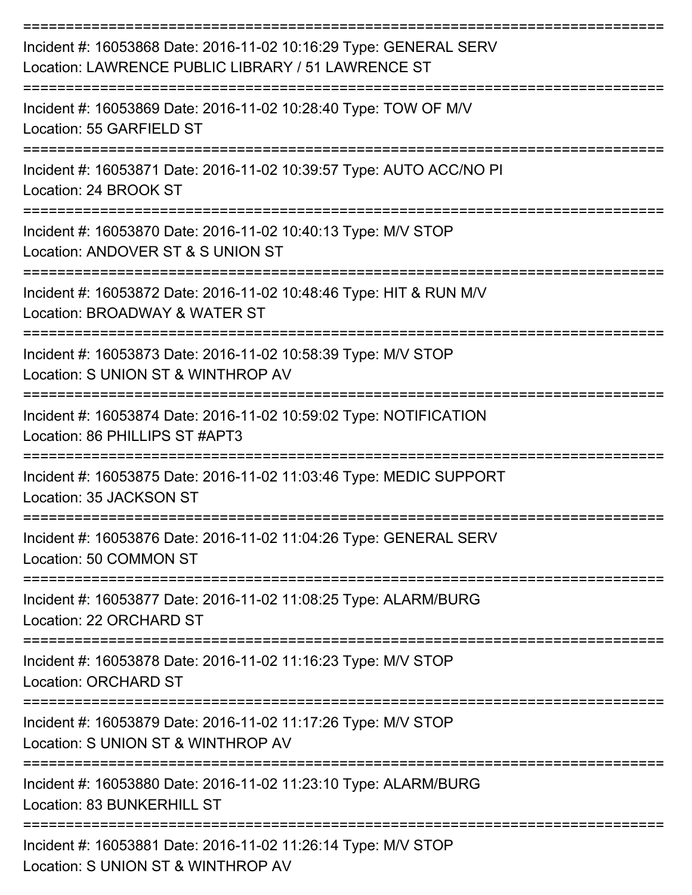===========================================================================

Incident #: 16053868 Date: 2016-11-02 10:16:29 Type: GENERAL SERV
Location: LAWRENCE PUBLIC LIBRARY / 51 LAWRENCE ST

===========================================================================

Incident #: 16053869 Date: 2016-11-02 10:28:40 Type: TOW OF M/V
Location: 55 GARFIELD ST

===========================================================================

Incident #: 16053871 Date: 2016-11-02 10:39:57 Type: AUTO ACC/NO PI
Location: 24 BROOK ST

===========================================================================

Incident #: 16053870 Date: 2016-11-02 10:40:13 Type: M/V STOP
Location: ANDOVER ST & S UNION ST

===========================================================================

Incident #: 16053872 Date: 2016-11-02 10:48:46 Type: HIT & RUN M/V
Location: BROADWAY & WATER ST

===========================================================================

Incident #: 16053873 Date: 2016-11-02 10:58:39 Type: M/V STOP
Location: S UNION ST & WINTHROP AV

===========================================================================

Incident #: 16053874 Date: 2016-11-02 10:59:02 Type: NOTIFICATION
Location: 86 PHILLIPS ST #APT3

===========================================================================

Incident #: 16053875 Date: 2016-11-02 11:03:46 Type: MEDIC SUPPORT
Location: 35 JACKSON ST

===========================================================================

Incident #: 16053876 Date: 2016-11-02 11:04:26 Type: GENERAL SERV
Location: 50 COMMON ST

===========================================================================

Incident #: 16053877 Date: 2016-11-02 11:08:25 Type: ALARM/BURG
Location: 22 ORCHARD ST

===========================================================================

Incident #: 16053878 Date: 2016-11-02 11:16:23 Type: M/V STOP
Location: ORCHARD ST

===========================================================================

Incident #: 16053879 Date: 2016-11-02 11:17:26 Type: M/V STOP
Location: S UNION ST & WINTHROP AV

===========================================================================

Incident #: 16053880 Date: 2016-11-02 11:23:10 Type: ALARM/BURG
Location: 83 BUNKERHILL ST

===========================================================================

Incident #: 16053881 Date: 2016-11-02 11:26:14 Type: M/V STOP
Location: S UNION ST & WINTHROP AV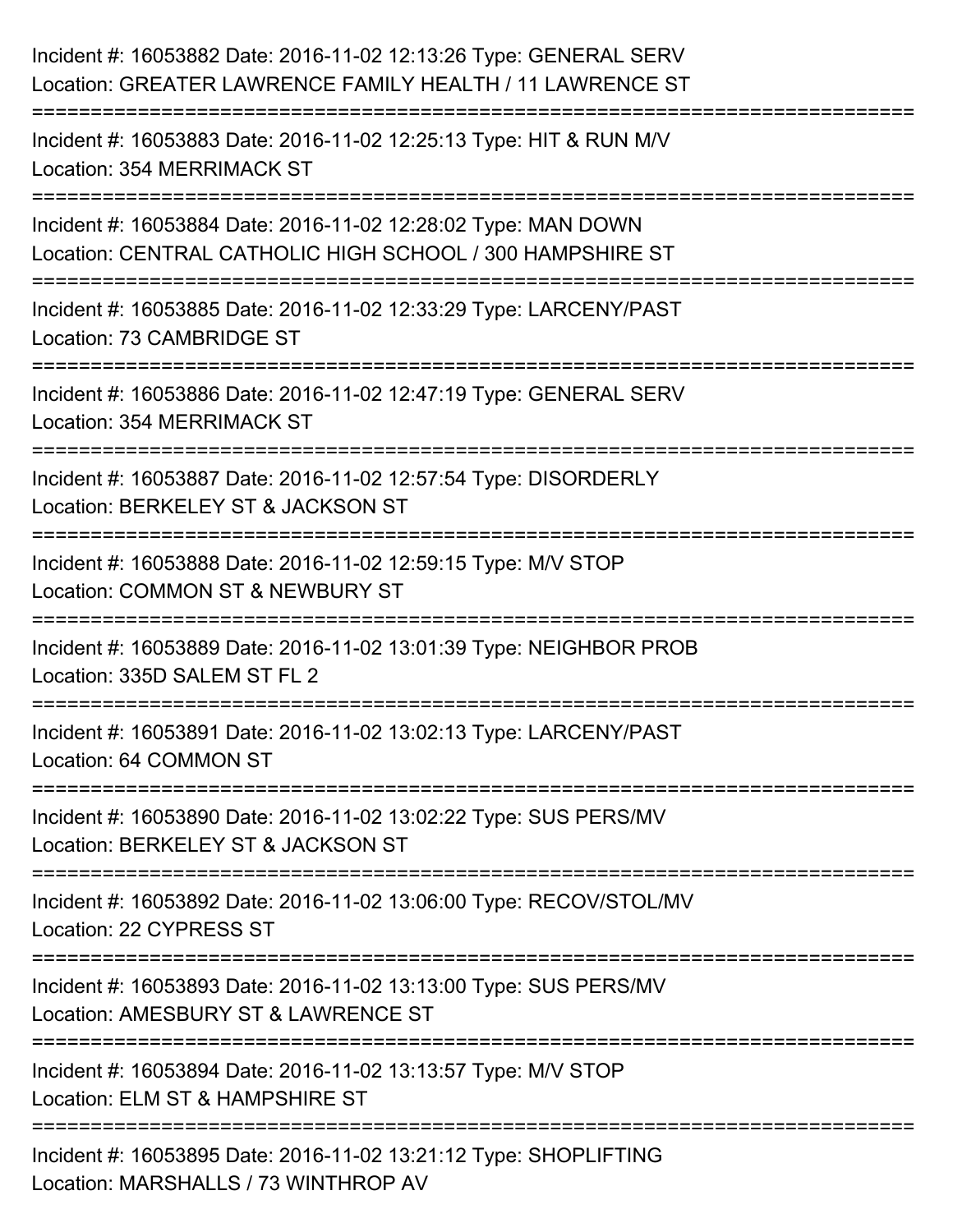Incident #: 16053882 Date: 2016-11-02 12:13:26 Type: GENERAL SERV
Location: GREATER LAWRENCE FAMILY HEALTH / 11 LAWRENCE ST

===========================================================================

Incident #: 16053883 Date: 2016-11-02 12:25:13 Type: HIT & RUN M/V
Location: 354 MERRIMACK ST

===========================================================================

Incident #: 16053884 Date: 2016-11-02 12:28:02 Type: MAN DOWN
Location: CENTRAL CATHOLIC HIGH SCHOOL / 300 HAMPSHIRE ST

===========================================================================

Incident #: 16053885 Date: 2016-11-02 12:33:29 Type: LARCENY/PAST
Location: 73 CAMBRIDGE ST

===========================================================================

Incident #: 16053886 Date: 2016-11-02 12:47:19 Type: GENERAL SERV
Location: 354 MERRIMACK ST

===========================================================================

Incident #: 16053887 Date: 2016-11-02 12:57:54 Type: DISORDERLY
Location: BERKELEY ST & JACKSON ST

===========================================================================

Incident #: 16053888 Date: 2016-11-02 12:59:15 Type: M/V STOP
Location: COMMON ST & NEWBURY ST

===========================================================================

Incident #: 16053889 Date: 2016-11-02 13:01:39 Type: NEIGHBOR PROB
Location: 335D SALEM ST FL 2

===========================================================================

Incident #: 16053891 Date: 2016-11-02 13:02:13 Type: LARCENY/PAST
Location: 64 COMMON ST

===========================================================================

Incident #: 16053890 Date: 2016-11-02 13:02:22 Type: SUS PERS/MV
Location: BERKELEY ST & JACKSON ST

===========================================================================

Incident #: 16053892 Date: 2016-11-02 13:06:00 Type: RECOV/STOL/MV
Location: 22 CYPRESS ST

===========================================================================

Incident #: 16053893 Date: 2016-11-02 13:13:00 Type: SUS PERS/MV
Location: AMESBURY ST & LAWRENCE ST

===========================================================================

Incident #: 16053894 Date: 2016-11-02 13:13:57 Type: M/V STOP
Location: ELM ST & HAMPSHIRE ST

===========================================================================

Incident #: 16053895 Date: 2016-11-02 13:21:12 Type: SHOPLIFTING
Location: MARSHALLS / 73 WINTHROP AV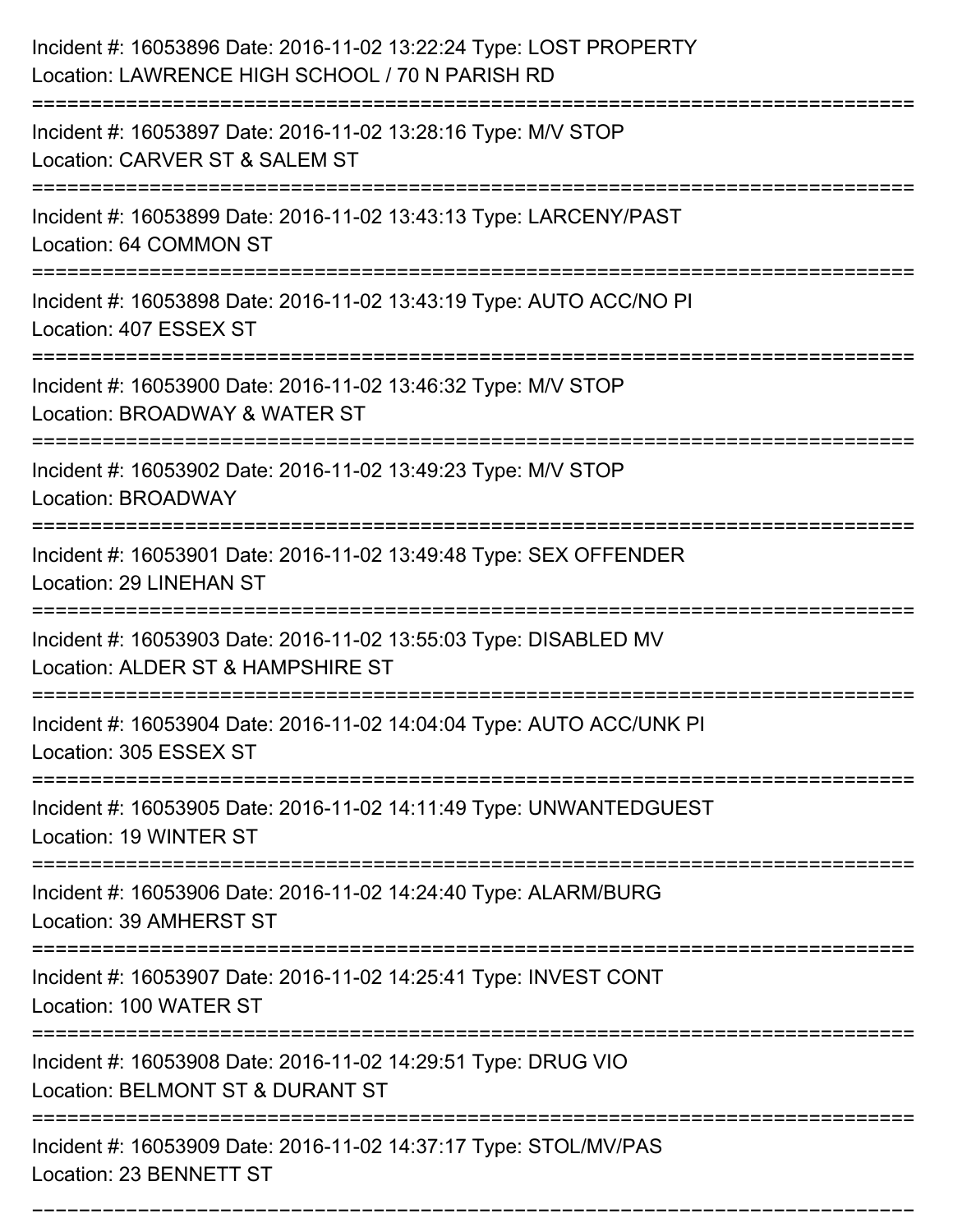Incident #: 16053896 Date: 2016-11-02 13:22:24 Type: LOST PROPERTY
Location: LAWRENCE HIGH SCHOOL / 70 N PARISH RD

===========================================================================

Incident #: 16053897 Date: 2016-11-02 13:28:16 Type: M/V STOP
Location: CARVER ST & SALEM ST

===========================================================================

Incident #: 16053899 Date: 2016-11-02 13:43:13 Type: LARCENY/PAST
Location: 64 COMMON ST

===========================================================================

Incident #: 16053898 Date: 2016-11-02 13:43:19 Type: AUTO ACC/NO PI
Location: 407 ESSEX ST

===========================================================================

Incident #: 16053900 Date: 2016-11-02 13:46:32 Type: M/V STOP
Location: BROADWAY & WATER ST

===========================================================================

Incident #: 16053902 Date: 2016-11-02 13:49:23 Type: M/V STOP
Location: BROADWAY

===========================================================================

Incident #: 16053901 Date: 2016-11-02 13:49:48 Type: SEX OFFENDER
Location: 29 LINEHAN ST

===========================================================================

Incident #: 16053903 Date: 2016-11-02 13:55:03 Type: DISABLED MV
Location: ALDER ST & HAMPSHIRE ST

===========================================================================

Incident #: 16053904 Date: 2016-11-02 14:04:04 Type: AUTO ACC/UNK PI
Location: 305 ESSEX ST

===========================================================================

Incident #: 16053905 Date: 2016-11-02 14:11:49 Type: UNWANTEDGUEST
Location: 19 WINTER ST

===========================================================================

Incident #: 16053906 Date: 2016-11-02 14:24:40 Type: ALARM/BURG
Location: 39 AMHERST ST

===========================================================================

Incident #: 16053907 Date: 2016-11-02 14:25:41 Type: INVEST CONT
Location: 100 WATER ST

===========================================================================

Incident #: 16053908 Date: 2016-11-02 14:29:51 Type: DRUG VIO
Location: BELMONT ST & DURANT ST

===========================================================================

Incident #: 16053909 Date: 2016-11-02 14:37:17 Type: STOL/MV/PAS
Location: 23 BENNETT ST

===========================================================================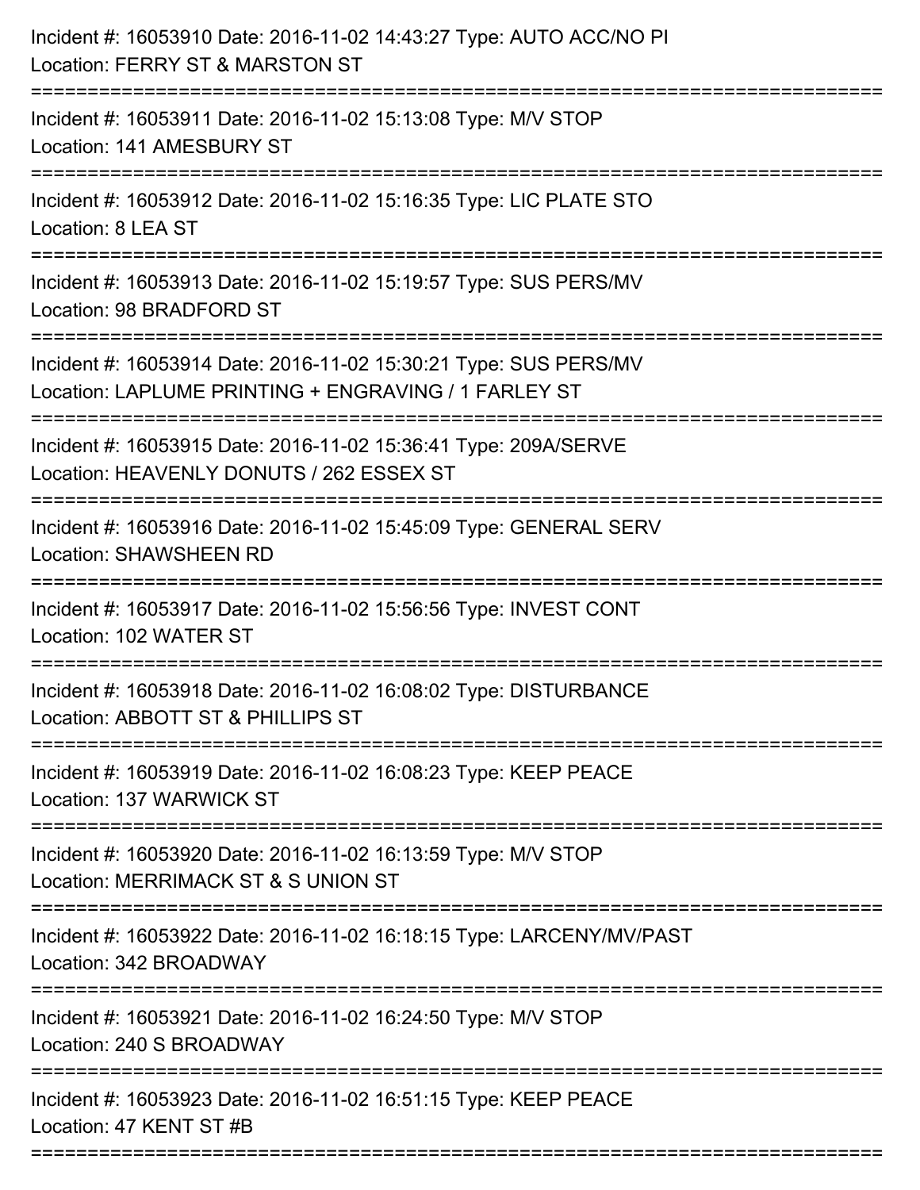Incident #: 16053910 Date: 2016-11-02 14:43:27 Type: AUTO ACC/NO PI
Location: FERRY ST & MARSTON ST

===========================================================================

Incident #: 16053911 Date: 2016-11-02 15:13:08 Type: M/V STOP
Location: 141 AMESBURY ST

===========================================================================

Incident #: 16053912 Date: 2016-11-02 15:16:35 Type: LIC PLATE STO
Location: 8 LEA ST

===========================================================================

Incident #: 16053913 Date: 2016-11-02 15:19:57 Type: SUS PERS/MV
Location: 98 BRADFORD ST

===========================================================================

Incident #: 16053914 Date: 2016-11-02 15:30:21 Type: SUS PERS/MV
Location: LAPLUME PRINTING + ENGRAVING / 1 FARLEY ST

===========================================================================

Incident #: 16053915 Date: 2016-11-02 15:36:41 Type: 209A/SERVE
Location: HEAVENLY DONUTS / 262 ESSEX ST

===========================================================================

Incident #: 16053916 Date: 2016-11-02 15:45:09 Type: GENERAL SERV
Location: SHAWSHEEN RD

===========================================================================

Incident #: 16053917 Date: 2016-11-02 15:56:56 Type: INVEST CONT
Location: 102 WATER ST

===========================================================================

Incident #: 16053918 Date: 2016-11-02 16:08:02 Type: DISTURBANCE
Location: ABBOTT ST & PHILLIPS ST

===========================================================================

Incident #: 16053919 Date: 2016-11-02 16:08:23 Type: KEEP PEACE
Location: 137 WARWICK ST

===========================================================================

Incident #: 16053920 Date: 2016-11-02 16:13:59 Type: M/V STOP
Location: MERRIMACK ST & S UNION ST

===========================================================================

Incident #: 16053922 Date: 2016-11-02 16:18:15 Type: LARCENY/MV/PAST
Location: 342 BROADWAY

===========================================================================

Incident #: 16053921 Date: 2016-11-02 16:24:50 Type: M/V STOP
Location: 240 S BROADWAY

===========================================================================

Incident #: 16053923 Date: 2016-11-02 16:51:15 Type: KEEP PEACE
Location: 47 KENT ST #B

===========================================================================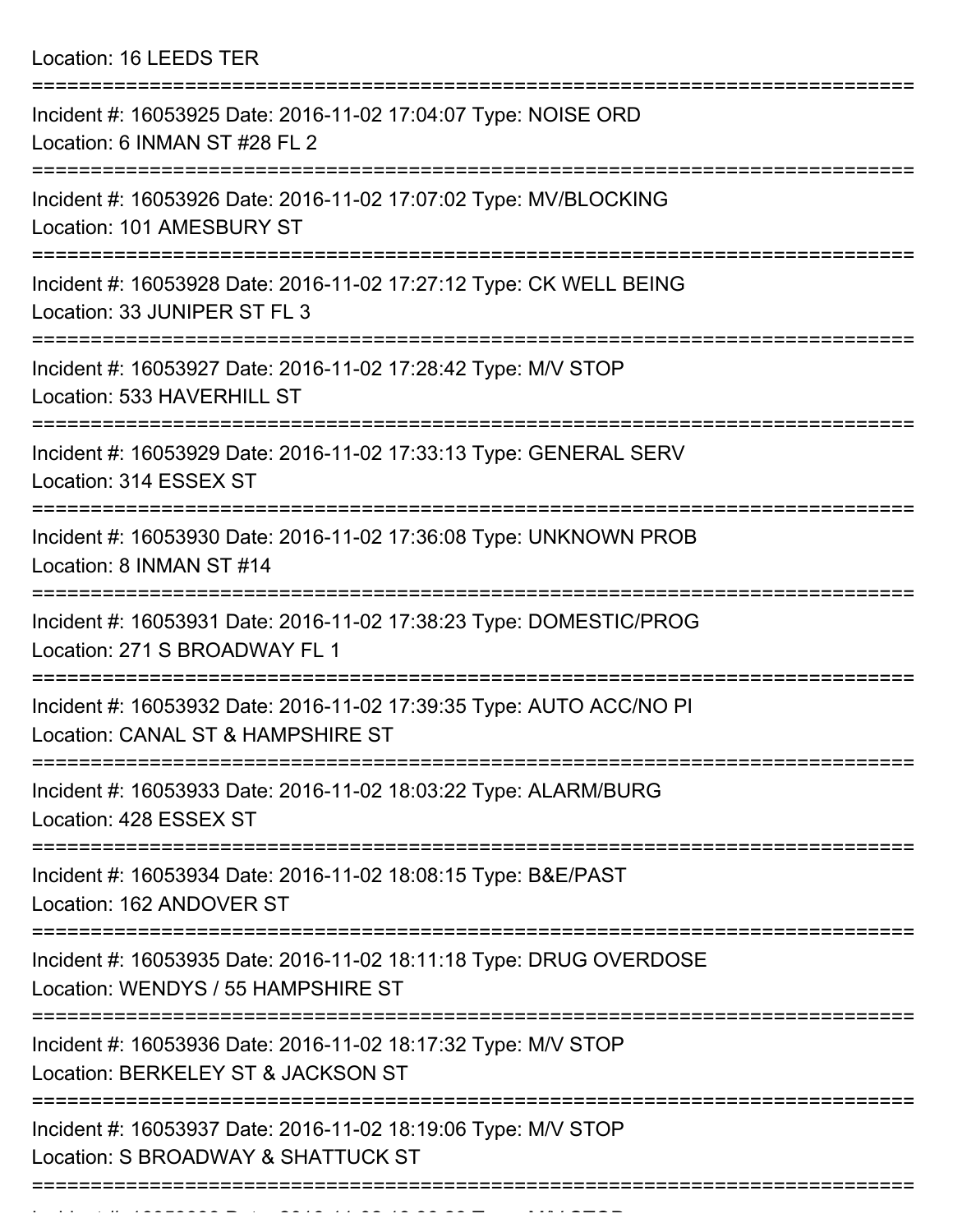Location: 16 LEEDS TER

===========================================================================

Incident #: 16053925 Date: 2016-11-02 17:04:07 Type: NOISE ORD
Location: 6 INMAN ST #28 FL 2

===========================================================================

Incident #: 16053926 Date: 2016-11-02 17:07:02 Type: MV/BLOCKING
Location: 101 AMESBURY ST

===========================================================================

Incident #: 16053928 Date: 2016-11-02 17:27:12 Type: CK WELL BEING
Location: 33 JUNIPER ST FL 3

===========================================================================

Incident #: 16053927 Date: 2016-11-02 17:28:42 Type: M/V STOP
Location: 533 HAVERHILL ST

===========================================================================

Incident #: 16053929 Date: 2016-11-02 17:33:13 Type: GENERAL SERV
Location: 314 ESSEX ST

===========================================================================

Incident #: 16053930 Date: 2016-11-02 17:36:08 Type: UNKNOWN PROB
Location: 8 INMAN ST #14

===========================================================================

Incident #: 16053931 Date: 2016-11-02 17:38:23 Type: DOMESTIC/PROG
Location: 271 S BROADWAY FL 1

===========================================================================

Incident #: 16053932 Date: 2016-11-02 17:39:35 Type: AUTO ACC/NO PI
Location: CANAL ST & HAMPSHIRE ST

===========================================================================

Incident #: 16053933 Date: 2016-11-02 18:03:22 Type: ALARM/BURG
Location: 428 ESSEX ST

===========================================================================

Incident #: 16053934 Date: 2016-11-02 18:08:15 Type: B&E/PAST
Location: 162 ANDOVER ST

===========================================================================

Incident #: 16053935 Date: 2016-11-02 18:11:18 Type: DRUG OVERDOSE
Location: WENDYS / 55 HAMPSHIRE ST

===========================================================================

Incident #: 16053936 Date: 2016-11-02 18:17:32 Type: M/V STOP
Location: BERKELEY ST & JACKSON ST

===========================================================================

Incident #: 16053937 Date: 2016-11-02 18:19:06 Type: M/V STOP
Location: S BROADWAY & SHATTUCK ST

===========================================================================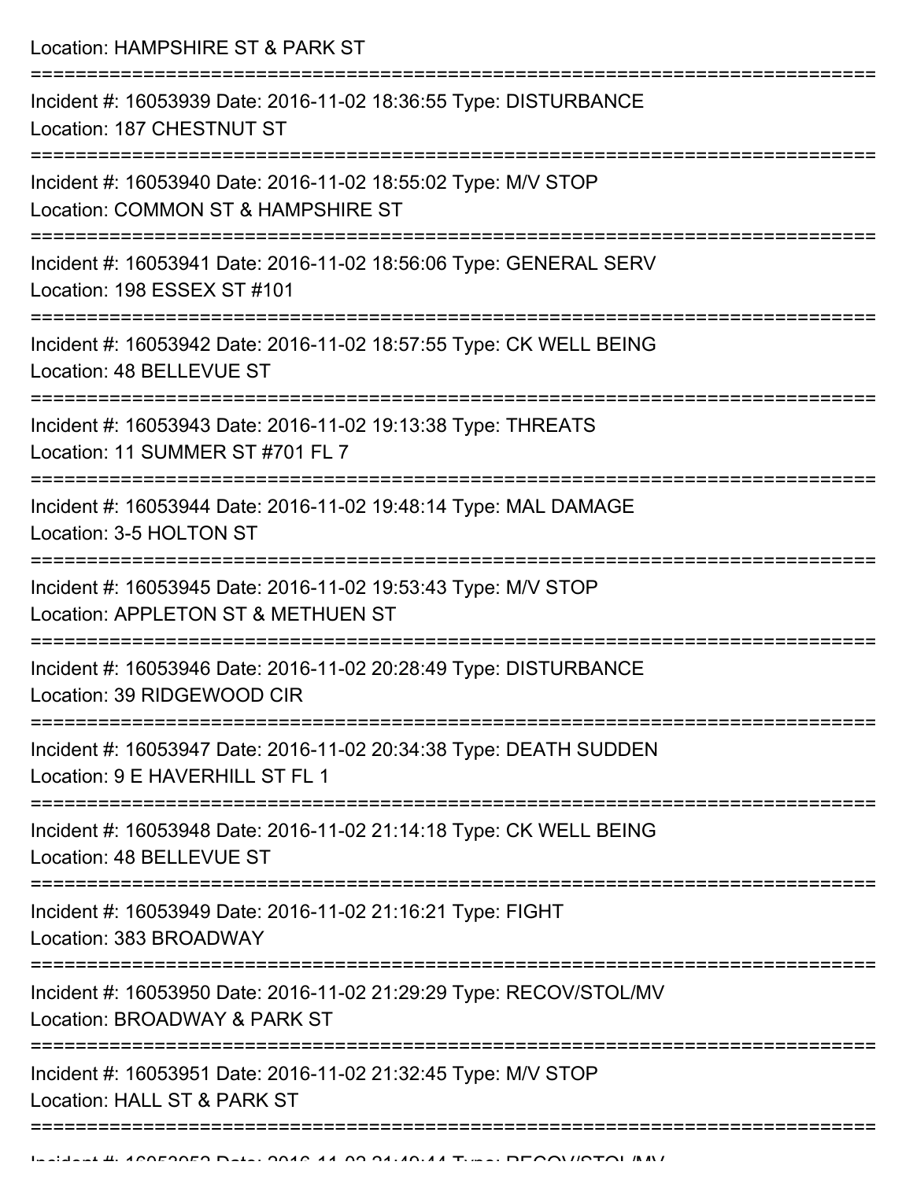Location: HAMPSHIRE ST & PARK ST

===========================================================================

Incident #: 16053939 Date: 2016-11-02 18:36:55 Type: DISTURBANCE
Location: 187 CHESTNUT ST

===========================================================================

Incident #: 16053940 Date: 2016-11-02 18:55:02 Type: M/V STOP
Location: COMMON ST & HAMPSHIRE ST

===========================================================================

Incident #: 16053941 Date: 2016-11-02 18:56:06 Type: GENERAL SERV
Location: 198 ESSEX ST #101

===========================================================================

Incident #: 16053942 Date: 2016-11-02 18:57:55 Type: CK WELL BEING
Location: 48 BELLEVUE ST

===========================================================================

Incident #: 16053943 Date: 2016-11-02 19:13:38 Type: THREATS
Location: 11 SUMMER ST #701 FL 7

===========================================================================

Incident #: 16053944 Date: 2016-11-02 19:48:14 Type: MAL DAMAGE
Location: 3-5 HOLTON ST

===========================================================================

Incident #: 16053945 Date: 2016-11-02 19:53:43 Type: M/V STOP
Location: APPLETON ST & METHUEN ST

===========================================================================

Incident #: 16053946 Date: 2016-11-02 20:28:49 Type: DISTURBANCE
Location: 39 RIDGEWOOD CIR

===========================================================================

Incident #: 16053947 Date: 2016-11-02 20:34:38 Type: DEATH SUDDEN
Location: 9 E HAVERHILL ST FL 1

===========================================================================

Incident #: 16053948 Date: 2016-11-02 21:14:18 Type: CK WELL BEING
Location: 48 BELLEVUE ST

===========================================================================

Incident #: 16053949 Date: 2016-11-02 21:16:21 Type: FIGHT
Location: 383 BROADWAY

===========================================================================

Incident #: 16053950 Date: 2016-11-02 21:29:29 Type: RECOV/STOL/MV
Location: BROADWAY & PARK ST

===========================================================================

Incident #: 16053951 Date: 2016-11-02 21:32:45 Type: M/V STOP
Location: HALL ST & PARK ST

===========================================================================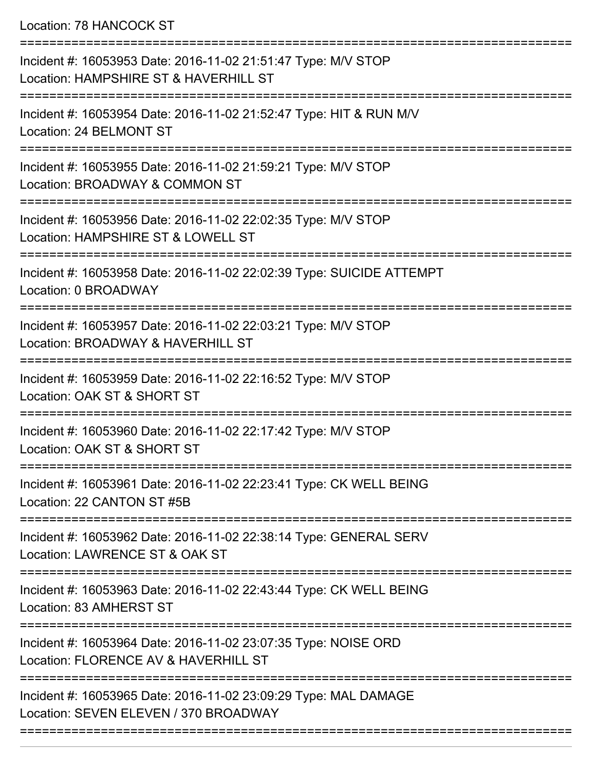Location: 78 HANCOCK ST

===========================================================================

Incident #: 16053953 Date: 2016-11-02 21:51:47 Type: M/V STOP
Location: HAMPSHIRE ST & HAVERHILL ST

===========================================================================

Incident #: 16053954 Date: 2016-11-02 21:52:47 Type: HIT & RUN M/V
Location: 24 BELMONT ST

===========================================================================

Incident #: 16053955 Date: 2016-11-02 21:59:21 Type: M/V STOP
Location: BROADWAY & COMMON ST

===========================================================================

Incident #: 16053956 Date: 2016-11-02 22:02:35 Type: M/V STOP
Location: HAMPSHIRE ST & LOWELL ST

===========================================================================

Incident #: 16053958 Date: 2016-11-02 22:02:39 Type: SUICIDE ATTEMPT
Location: 0 BROADWAY

===========================================================================

Incident #: 16053957 Date: 2016-11-02 22:03:21 Type: M/V STOP
Location: BROADWAY & HAVERHILL ST

===========================================================================

Incident #: 16053959 Date: 2016-11-02 22:16:52 Type: M/V STOP
Location: OAK ST & SHORT ST

===========================================================================

Incident #: 16053960 Date: 2016-11-02 22:17:42 Type: M/V STOP
Location: OAK ST & SHORT ST

===========================================================================

Incident #: 16053961 Date: 2016-11-02 22:23:41 Type: CK WELL BEING
Location: 22 CANTON ST #5B

===========================================================================

Incident #: 16053962 Date: 2016-11-02 22:38:14 Type: GENERAL SERV
Location: LAWRENCE ST & OAK ST

===========================================================================

Incident #: 16053963 Date: 2016-11-02 22:43:44 Type: CK WELL BEING
Location: 83 AMHERST ST

===========================================================================

Incident #: 16053964 Date: 2016-11-02 23:07:35 Type: NOISE ORD
Location: FLORENCE AV & HAVERHILL ST

===========================================================================

Incident #: 16053965 Date: 2016-11-02 23:09:29 Type: MAL DAMAGE
Location: SEVEN ELEVEN / 370 BROADWAY

===========================================================================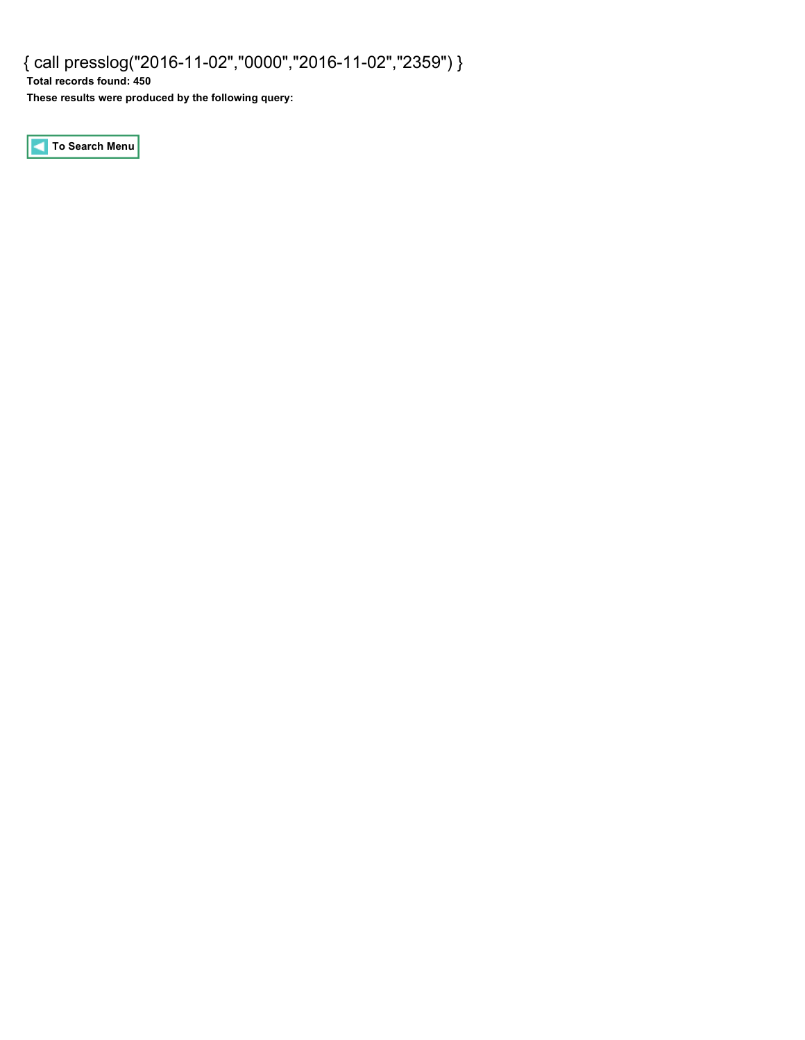{ call presslog("2016-11-02","0000","2016-11-02","2359") }

**Total records found: 450**

**These results were produced by the following query:**

**To Search Menu**